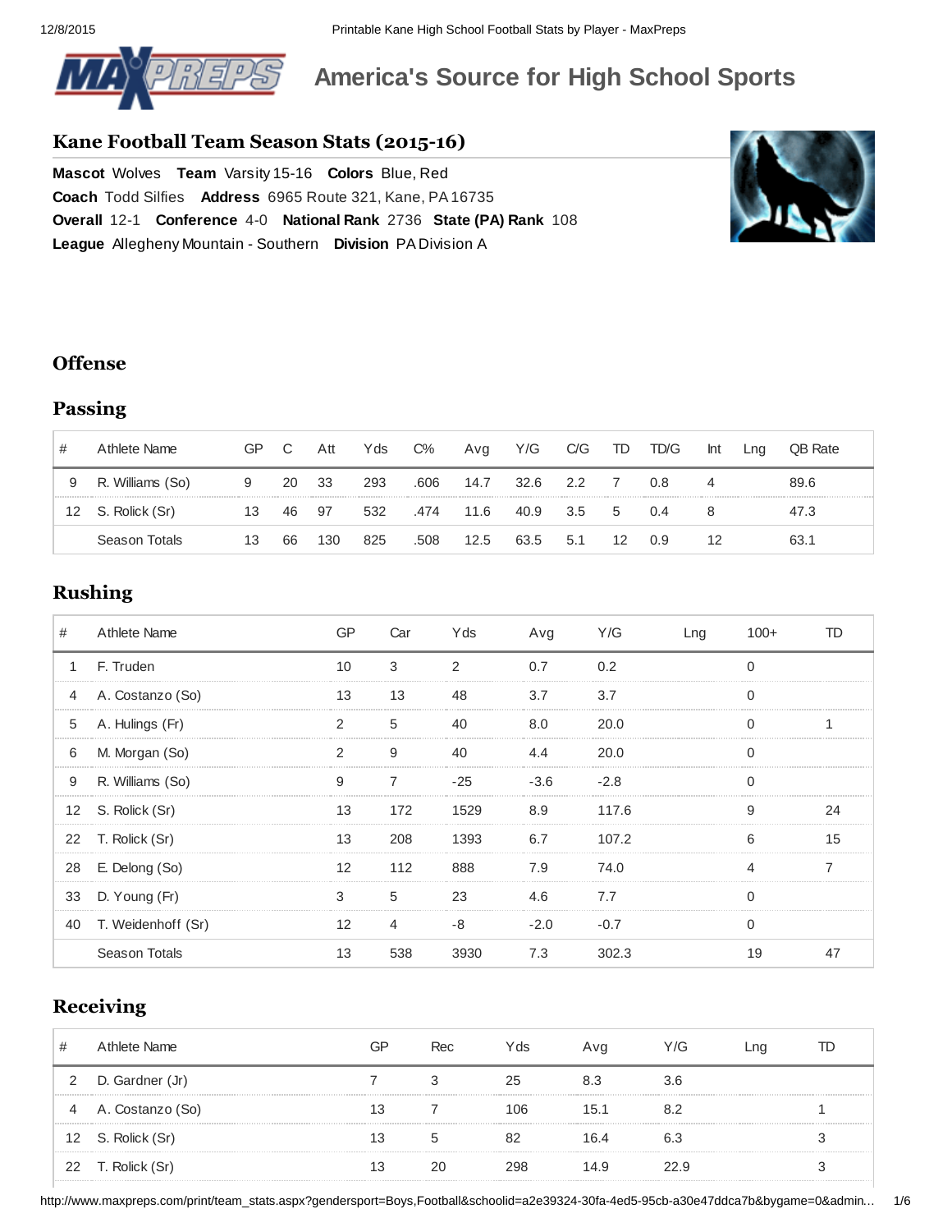# America's Source for High School Sports

## Kane Football Team Season Stats (2015-16)

**Mascot** Wolves **Team** Varsity 15-16 **Colors** Blue, Red
**Coach** Todd Silfies **Address** 6965 Route 321, Kane, PA 16735
**Overall** 12-1 **Conference** 4-0 **National Rank** 2736 **State (PA) Rank** 108
**League** Allegheny Mountain - Southern **Division** PA Division A

## Offense

### Passing

| # | Athlete Name | GP | C | Att | Yds | C% | Avg | Y/G | C/G | TD | TD/G | Int | Lng | QB Rate |
|---|---|---|---|---|---|---|---|---|---|---|---|---|---|---|
| 9 | R. Williams (So) | 9 | 20 | 33 | 293 | .606 | 14.7 | 32.6 | 2.2 | 7 | 0.8 | 4 | | 89.6 |
| 12 | S. Rolick (Sr) | 13 | 46 | 97 | 532 | .474 | 11.6 | 40.9 | 3.5 | 5 | 0.4 | 8 | | 47.3 |
| | Season Totals | 13 | 66 | 130 | 825 | .508 | 12.5 | 63.5 | 5.1 | 12 | 0.9 | 12 | | 63.1 |

### Rushing

| # | Athlete Name | GP | Car | Yds | Avg | Y/G | Lng | 100+ | TD |
|---|---|---|---|---|---|---|---|---|---|
| 1 | F. Truden | 10 | 3 | 2 | 0.7 | 0.2 | | 0 | |
| 4 | A. Costanzo (So) | 13 | 13 | 48 | 3.7 | 3.7 | | 0 | |
| 5 | A. Hulings (Fr) | 2 | 5 | 40 | 8.0 | 20.0 | | 0 | 1 |
| 6 | M. Morgan (So) | 2 | 9 | 40 | 4.4 | 20.0 | | 0 | |
| 9 | R. Williams (So) | 9 | 7 | -25 | -3.6 | -2.8 | | 0 | |
| 12 | S. Rolick (Sr) | 13 | 172 | 1529 | 8.9 | 117.6 | | 9 | 24 |
| 22 | T. Rolick (Sr) | 13 | 208 | 1393 | 6.7 | 107.2 | | 6 | 15 |
| 28 | E. Delong (So) | 12 | 112 | 888 | 7.9 | 74.0 | | 4 | 7 |
| 33 | D. Young (Fr) | 3 | 5 | 23 | 4.6 | 7.7 | | 0 | |
| 40 | T. Weidenhoff (Sr) | 12 | 4 | -8 | -2.0 | -0.7 | | 0 | |
| | Season Totals | 13 | 538 | 3930 | 7.3 | 302.3 | | 19 | 47 |

### Receiving

| # | Athlete Name | GP | Rec | Yds | Avg | Y/G | Lng | TD |
|---|---|---|---|---|---|---|---|---|
| 2 | D. Gardner (Jr) | 7 | 3 | 25 | 8.3 | 3.6 | | |
| 4 | A. Costanzo (So) | 13 | 7 | 106 | 15.1 | 8.2 | | 1 |
| 12 | S. Rolick (Sr) | 13 | 5 | 82 | 16.4 | 6.3 | | 3 |
| 22 | T. Rolick (Sr) | 13 | 20 | 298 | 14.9 | 22.9 | | 3 |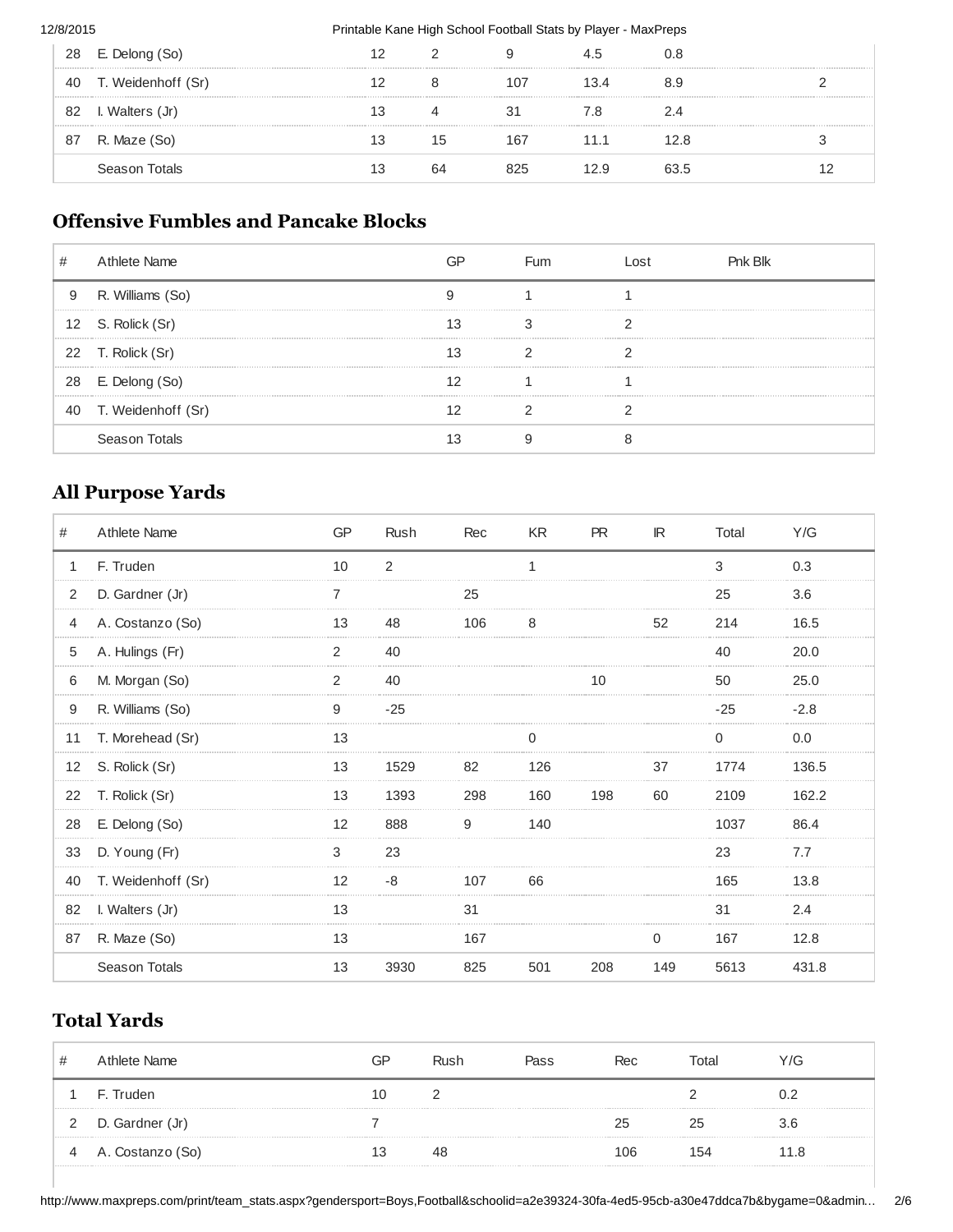| # | Athlete Name | | | | | | |
|---|---|---|---|---|---|---|---|
| 28 | E. Delong (So) | 12 | 2 | 9 | 4.5 | 0.8 | |
| 40 | T. Weidenhoff (Sr) | 12 | 8 | 107 | 13.4 | 8.9 | 2 |
| 82 | I. Walters (Jr) | 13 | 4 | 31 | 7.8 | 2.4 | |
| 87 | R. Maze (So) | 13 | 15 | 167 | 11.1 | 12.8 | 3 |
| | Season Totals | 13 | 64 | 825 | 12.9 | 63.5 | 12 |

## Offensive Fumbles and Pancake Blocks

| # | Athlete Name | GP | Fum | Lost | Pnk Blk |
|---|---|---|---|---|---|
| 9 | R. Williams (So) | 9 | 1 | 1 | |
| 12 | S. Rolick (Sr) | 13 | 3 | 2 | |
| 22 | T. Rolick (Sr) | 13 | 2 | 2 | |
| 28 | E. Delong (So) | 12 | 1 | 1 | |
| 40 | T. Weidenhoff (Sr) | 12 | 2 | 2 | |
| | Season Totals | 13 | 9 | 8 | |

## All Purpose Yards

| # | Athlete Name | GP | Rush | Rec | KR | PR | IR | Total | Y/G |
|---|---|---|---|---|---|---|---|---|---|
| 1 | F. Truden | 10 | 2 | | 1 | | | 3 | 0.3 |
| 2 | D. Gardner (Jr) | 7 | | 25 | | | | 25 | 3.6 |
| 4 | A. Costanzo (So) | 13 | 48 | 106 | 8 | | 52 | 214 | 16.5 |
| 5 | A. Hulings (Fr) | 2 | 40 | | | | | 40 | 20.0 |
| 6 | M. Morgan (So) | 2 | 40 | | | 10 | | 50 | 25.0 |
| 9 | R. Williams (So) | 9 | -25 | | | | | -25 | -2.8 |
| 11 | T. Morehead (Sr) | 13 | | | 0 | | | 0 | 0.0 |
| 12 | S. Rolick (Sr) | 13 | 1529 | 82 | 126 | | 37 | 1774 | 136.5 |
| 22 | T. Rolick (Sr) | 13 | 1393 | 298 | 160 | 198 | 60 | 2109 | 162.2 |
| 28 | E. Delong (So) | 12 | 888 | 9 | 140 | | | 1037 | 86.4 |
| 33 | D. Young (Fr) | 3 | 23 | | | | | 23 | 7.7 |
| 40 | T. Weidenhoff (Sr) | 12 | -8 | 107 | 66 | | | 165 | 13.8 |
| 82 | I. Walters (Jr) | 13 | | 31 | | | | 31 | 2.4 |
| 87 | R. Maze (So) | 13 | | 167 | | | 0 | 167 | 12.8 |
| | Season Totals | 13 | 3930 | 825 | 501 | 208 | 149 | 5613 | 431.8 |

## Total Yards

| # | Athlete Name | GP | Rush | Pass | Rec | Total | Y/G |
|---|---|---|---|---|---|---|---|
| 1 | F. Truden | 10 | 2 | | | 2 | 0.2 |
| 2 | D. Gardner (Jr) | 7 | | | 25 | 25 | 3.6 |
| 4 | A. Costanzo (So) | 13 | 48 | | 106 | 154 | 11.8 |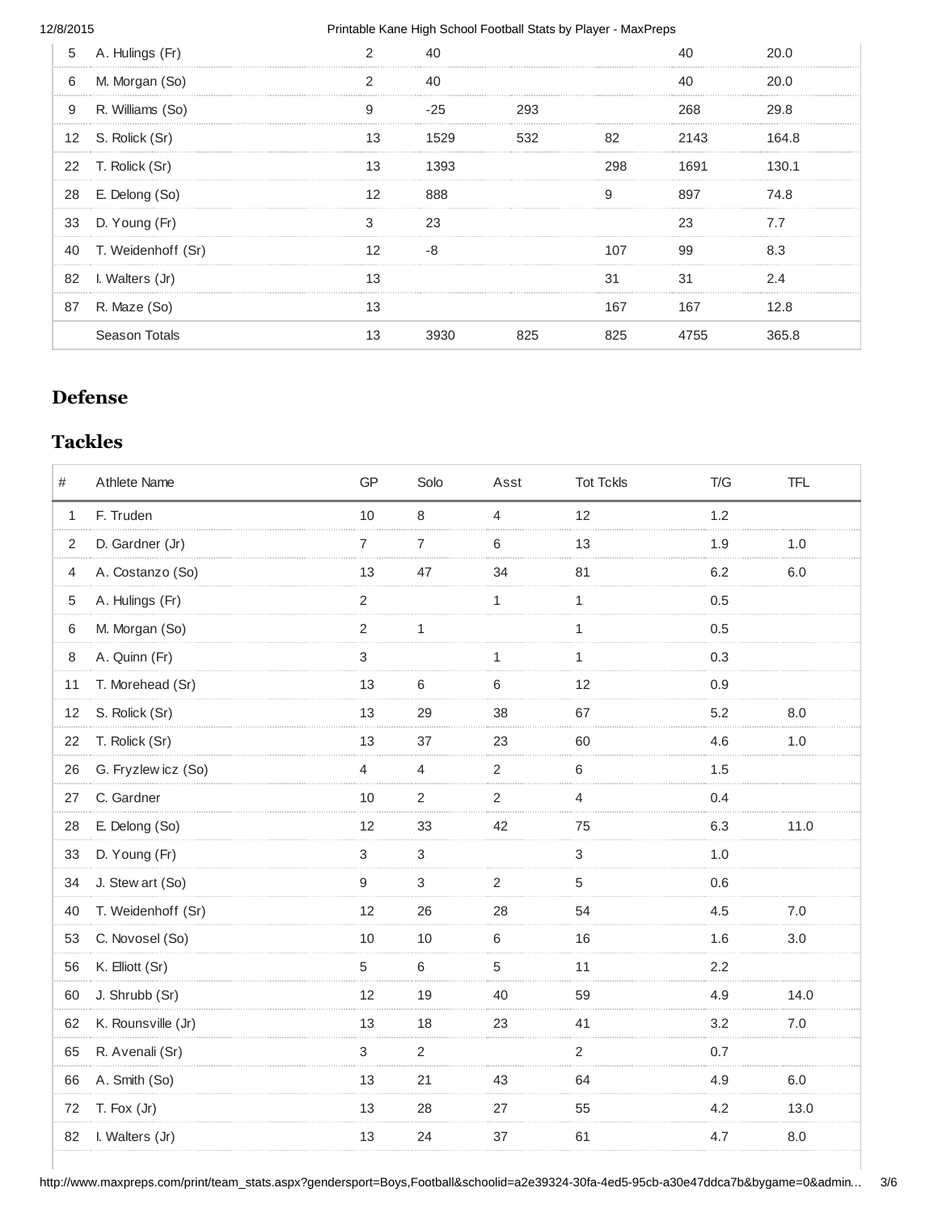| | | | | | | | |
|---|---|---|---|---|---|---|---|
| 5 | A. Hulings (Fr) | 2 | 40 | | | 40 | 20.0 |
| 6 | M. Morgan (So) | 2 | 40 | | | 40 | 20.0 |
| 9 | R. Williams (So) | 9 | -25 | 293 | | 268 | 29.8 |
| 12 | S. Rolick (Sr) | 13 | 1529 | 532 | 82 | 2143 | 164.8 |
| 22 | T. Rolick (Sr) | 13 | 1393 | | 298 | 1691 | 130.1 |
| 28 | E. Delong (So) | 12 | 888 | | 9 | 897 | 74.8 |
| 33 | D. Young (Fr) | 3 | 23 | | | 23 | 7.7 |
| 40 | T. Weidenhoff (Sr) | 12 | -8 | | 107 | 99 | 8.3 |
| 82 | I. Walters (Jr) | 13 | | | 31 | 31 | 2.4 |
| 87 | R. Maze (So) | 13 | | | 167 | 167 | 12.8 |
| | Season Totals | 13 | 3930 | 825 | 825 | 4755 | 365.8 |

## Defense

## Tackles

| # | Athlete Name | GP | Solo | Asst | Tot Tckls | T/G | TFL |
|---|---|---|---|---|---|---|---|
| 1 | F. Truden | 10 | 8 | 4 | 12 | 1.2 | |
| 2 | D. Gardner (Jr) | 7 | 7 | 6 | 13 | 1.9 | 1.0 |
| 4 | A. Costanzo (So) | 13 | 47 | 34 | 81 | 6.2 | 6.0 |
| 5 | A. Hulings (Fr) | 2 | | 1 | 1 | 0.5 | |
| 6 | M. Morgan (So) | 2 | 1 | | 1 | 0.5 | |
| 8 | A. Quinn (Fr) | 3 | | 1 | 1 | 0.3 | |
| 11 | T. Morehead (Sr) | 13 | 6 | 6 | 12 | 0.9 | |
| 12 | S. Rolick (Sr) | 13 | 29 | 38 | 67 | 5.2 | 8.0 |
| 22 | T. Rolick (Sr) | 13 | 37 | 23 | 60 | 4.6 | 1.0 |
| 26 | G. Fryzlewicz (So) | 4 | 4 | 2 | 6 | 1.5 | |
| 27 | C. Gardner | 10 | 2 | 2 | 4 | 0.4 | |
| 28 | E. Delong (So) | 12 | 33 | 42 | 75 | 6.3 | 11.0 |
| 33 | D. Young (Fr) | 3 | 3 | | 3 | 1.0 | |
| 34 | J. Stewart (So) | 9 | 3 | 2 | 5 | 0.6 | |
| 40 | T. Weidenhoff (Sr) | 12 | 26 | 28 | 54 | 4.5 | 7.0 |
| 53 | C. Novosel (So) | 10 | 10 | 6 | 16 | 1.6 | 3.0 |
| 56 | K. Elliott (Sr) | 5 | 6 | 5 | 11 | 2.2 | |
| 60 | J. Shrubb (Sr) | 12 | 19 | 40 | 59 | 4.9 | 14.0 |
| 62 | K. Rounsville (Jr) | 13 | 18 | 23 | 41 | 3.2 | 7.0 |
| 65 | R. Avenali (Sr) | 3 | 2 | | 2 | 0.7 | |
| 66 | A. Smith (So) | 13 | 21 | 43 | 64 | 4.9 | 6.0 |
| 72 | T. Fox (Jr) | 13 | 28 | 27 | 55 | 4.2 | 13.0 |
| 82 | I. Walters (Jr) | 13 | 24 | 37 | 61 | 4.7 | 8.0 |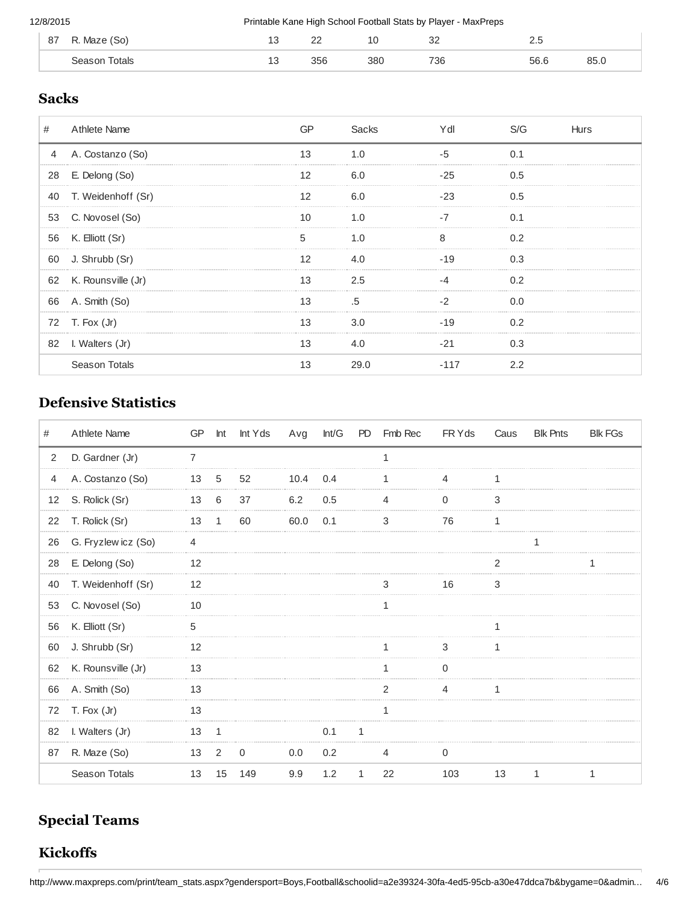| # | Athlete Name | | | | | | |
|---|---|---|---|---|---|---|---|
| 87 | R. Maze (So) | 13 | 22 | 10 | 32 | 2.5 | |
| | Season Totals | 13 | 356 | 380 | 736 | 56.6 | 85.0 |

## Sacks

| # | Athlete Name | GP | Sacks | Ydl | S/G | Hurs |
|---|---|---|---|---|---|---|
| 4 | A. Costanzo (So) | 13 | 1.0 | -5 | 0.1 | |
| 28 | E. Delong (So) | 12 | 6.0 | -25 | 0.5 | |
| 40 | T. Weidenhoff (Sr) | 12 | 6.0 | -23 | 0.5 | |
| 53 | C. Novosel (So) | 10 | 1.0 | -7 | 0.1 | |
| 56 | K. Elliott (Sr) | 5 | 1.0 | 8 | 0.2 | |
| 60 | J. Shrubb (Sr) | 12 | 4.0 | -19 | 0.3 | |
| 62 | K. Rounsville (Jr) | 13 | 2.5 | -4 | 0.2 | |
| 66 | A. Smith (So) | 13 | .5 | -2 | 0.0 | |
| 72 | T. Fox (Jr) | 13 | 3.0 | -19 | 0.2 | |
| 82 | I. Walters (Jr) | 13 | 4.0 | -21 | 0.3 | |
| | Season Totals | 13 | 29.0 | -117 | 2.2 | |

## Defensive Statistics

| # | Athlete Name | GP | Int | Int Yds | Avg | Int/G | PD | Fmb Rec | FR Yds | Caus | Blk Pnts | Blk FGs |
|---|---|---|---|---|---|---|---|---|---|---|---|---|
| 2 | D. Gardner (Jr) | 7 | | | | | | 1 | | | | |
| 4 | A. Costanzo (So) | 13 | 5 | 52 | 10.4 | 0.4 | | 1 | 4 | 1 | | |
| 12 | S. Rolick (Sr) | 13 | 6 | 37 | 6.2 | 0.5 | | 4 | 0 | 3 | | |
| 22 | T. Rolick (Sr) | 13 | 1 | 60 | 60.0 | 0.1 | | 3 | 76 | 1 | | |
| 26 | G. Fryzlewicz (So) | 4 | | | | | | | | | 1 | |
| 28 | E. Delong (So) | 12 | | | | | | | | 2 | | 1 |
| 40 | T. Weidenhoff (Sr) | 12 | | | | | | 3 | 16 | 3 | | |
| 53 | C. Novosel (So) | 10 | | | | | | 1 | | | | |
| 56 | K. Elliott (Sr) | 5 | | | | | | | | 1 | | |
| 60 | J. Shrubb (Sr) | 12 | | | | | | 1 | 3 | 1 | | |
| 62 | K. Rounsville (Jr) | 13 | | | | | | 1 | 0 | | | |
| 66 | A. Smith (So) | 13 | | | | | | 2 | 4 | 1 | | |
| 72 | T. Fox (Jr) | 13 | | | | | | 1 | | | | |
| 82 | I. Walters (Jr) | 13 | 1 | | | 0.1 | 1 | | | | | |
| 87 | R. Maze (So) | 13 | 2 | 0 | 0.0 | 0.2 | | 4 | 0 | | | |
| | Season Totals | 13 | 15 | 149 | 9.9 | 1.2 | 1 | 22 | 103 | 13 | 1 | 1 |

## Special Teams

## Kickoffs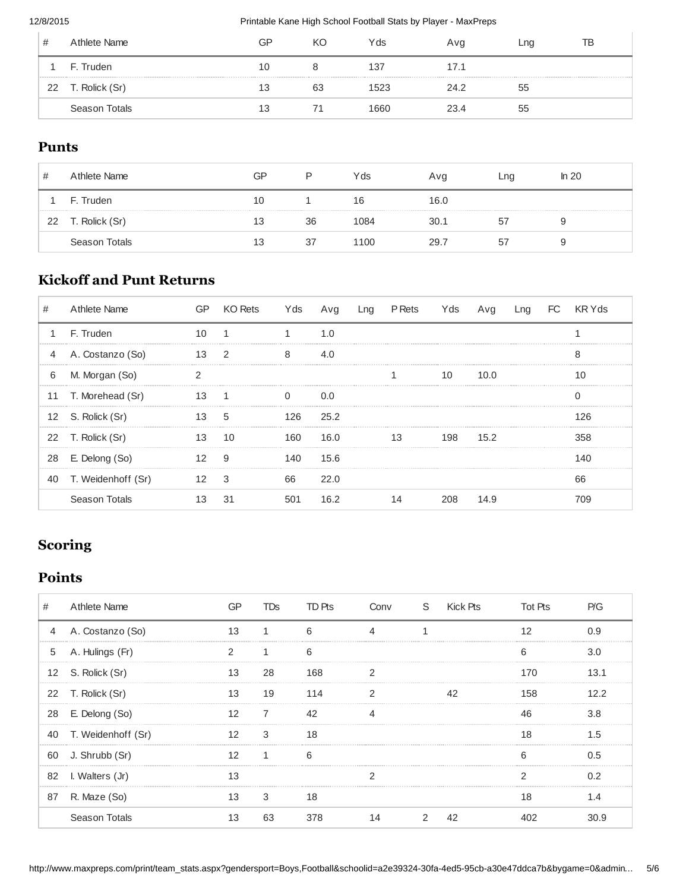| # | Athlete Name | GP | KO | Yds | Avg | Lng | TB |
|---|---|---|---|---|---|---|---|
| 1 | F. Truden | 10 | 8 | 137 | 17.1 | | |
| 22 | T. Rolick (Sr) | 13 | 63 | 1523 | 24.2 | 55 | |
| | Season Totals | 13 | 71 | 1660 | 23.4 | 55 | |

## Punts

| # | Athlete Name | GP | P | Yds | Avg | Lng | In 20 |
|---|---|---|---|---|---|---|---|
| 1 | F. Truden | 10 | 1 | 16 | 16.0 | | |
| 22 | T. Rolick (Sr) | 13 | 36 | 1084 | 30.1 | 57 | 9 |
| | Season Totals | 13 | 37 | 1100 | 29.7 | 57 | 9 |

## Kickoff and Punt Returns

| # | Athlete Name | GP | KO Rets | Yds | Avg | Lng | P Rets | Yds | Avg | Lng | FC | KR Yds |
|---|---|---|---|---|---|---|---|---|---|---|---|---|
| 1 | F. Truden | 10 | 1 | 1 | 1.0 | | | | | | | 1 |
| 4 | A. Costanzo (So) | 13 | 2 | 8 | 4.0 | | | | | | | 8 |
| 6 | M. Morgan (So) | 2 | | | | | 1 | 10 | 10.0 | | | 10 |
| 11 | T. Morehead (Sr) | 13 | 1 | 0 | 0.0 | | | | | | | 0 |
| 12 | S. Rolick (Sr) | 13 | 5 | 126 | 25.2 | | | | | | | 126 |
| 22 | T. Rolick (Sr) | 13 | 10 | 160 | 16.0 | | 13 | 198 | 15.2 | | | 358 |
| 28 | E. Delong (So) | 12 | 9 | 140 | 15.6 | | | | | | | 140 |
| 40 | T. Weidenhoff (Sr) | 12 | 3 | 66 | 22.0 | | | | | | | 66 |
| | Season Totals | 13 | 31 | 501 | 16.2 | | 14 | 208 | 14.9 | | | 709 |

## Scoring

## Points

| # | Athlete Name | GP | TDs | TD Pts | Conv | S | Kick Pts | Tot Pts | P/G |
|---|---|---|---|---|---|---|---|---|---|
| 4 | A. Costanzo (So) | 13 | 1 | 6 | 4 | 1 | | 12 | 0.9 |
| 5 | A. Hulings (Fr) | 2 | 1 | 6 | | | | 6 | 3.0 |
| 12 | S. Rolick (Sr) | 13 | 28 | 168 | 2 | | | 170 | 13.1 |
| 22 | T. Rolick (Sr) | 13 | 19 | 114 | 2 | | 42 | 158 | 12.2 |
| 28 | E. Delong (So) | 12 | 7 | 42 | 4 | | | 46 | 3.8 |
| 40 | T. Weidenhoff (Sr) | 12 | 3 | 18 | | | | 18 | 1.5 |
| 60 | J. Shrubb (Sr) | 12 | 1 | 6 | | | | 6 | 0.5 |
| 82 | I. Walters (Jr) | 13 | | | 2 | | | 2 | 0.2 |
| 87 | R. Maze (So) | 13 | 3 | 18 | | | | 18 | 1.4 |
| | Season Totals | 13 | 63 | 378 | 14 | 2 | 42 | 402 | 30.9 |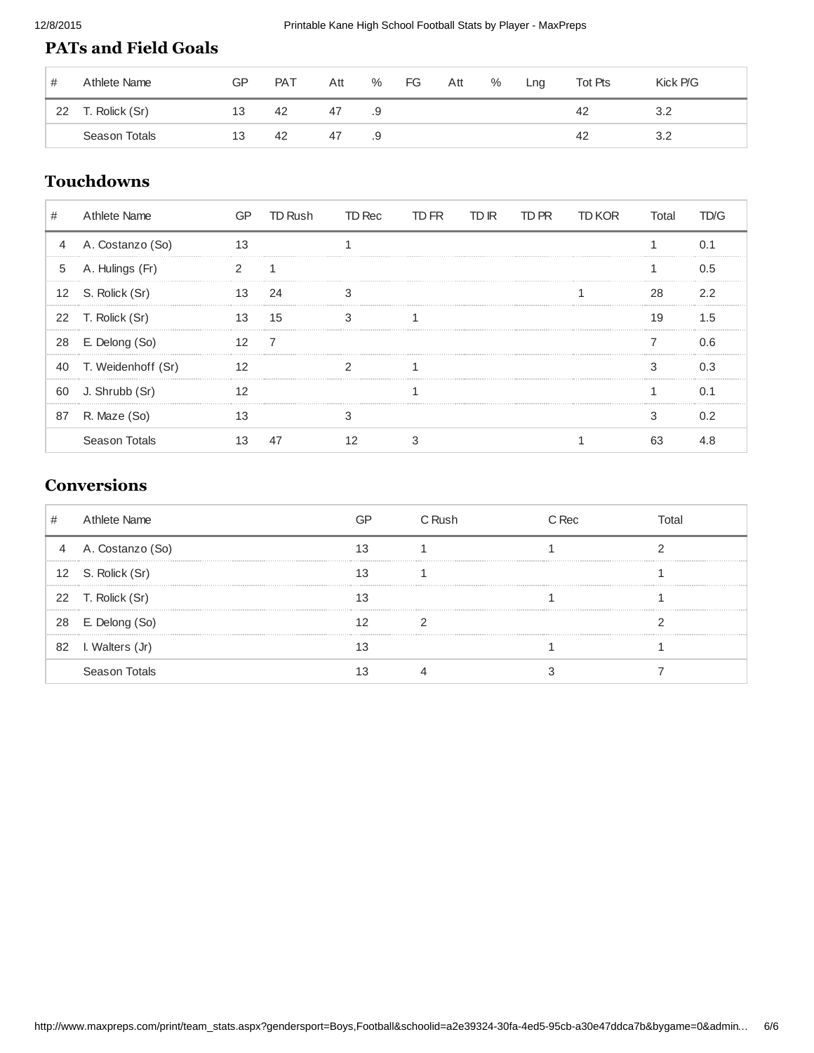## PATs and Field Goals

| # | Athlete Name | GP | PAT | Att | % | FG | Att | % | Lng | Tot Pts | Kick P/G |
|---|---|---|---|---|---|---|---|---|---|---|---|
| 22 | T. Rolick (Sr) | 13 | 42 | 47 | .9 | | | | | 42 | 3.2 |
| | Season Totals | 13 | 42 | 47 | .9 | | | | | 42 | 3.2 |

## Touchdowns

| # | Athlete Name | GP | TD Rush | TD Rec | TD FR | TD IR | TD PR | TD KOR | Total | TD/G |
|---|---|---|---|---|---|---|---|---|---|---|
| 4 | A. Costanzo (So) | 13 | | 1 | | | | | 1 | 0.1 |
| 5 | A. Hulings (Fr) | 2 | 1 | | | | | | 1 | 0.5 |
| 12 | S. Rolick (Sr) | 13 | 24 | 3 | | | | 1 | 28 | 2.2 |
| 22 | T. Rolick (Sr) | 13 | 15 | 3 | 1 | | | | 19 | 1.5 |
| 28 | E. Delong (So) | 12 | 7 | | | | | | 7 | 0.6 |
| 40 | T. Weidenhoff (Sr) | 12 | | 2 | 1 | | | | 3 | 0.3 |
| 60 | J. Shrubb (Sr) | 12 | | | 1 | | | | 1 | 0.1 |
| 87 | R. Maze (So) | 13 | | 3 | | | | | 3 | 0.2 |
| | Season Totals | 13 | 47 | 12 | 3 | | | 1 | 63 | 4.8 |

## Conversions

| # | Athlete Name | GP | C Rush | C Rec | Total |
|---|---|---|---|---|---|
| 4 | A. Costanzo (So) | 13 | 1 | 1 | 2 |
| 12 | S. Rolick (Sr) | 13 | 1 | | 1 |
| 22 | T. Rolick (Sr) | 13 | | 1 | 1 |
| 28 | E. Delong (So) | 12 | 2 | | 2 |
| 82 | I. Walters (Jr) | 13 | | 1 | 1 |
| | Season Totals | 13 | 4 | 3 | 7 |